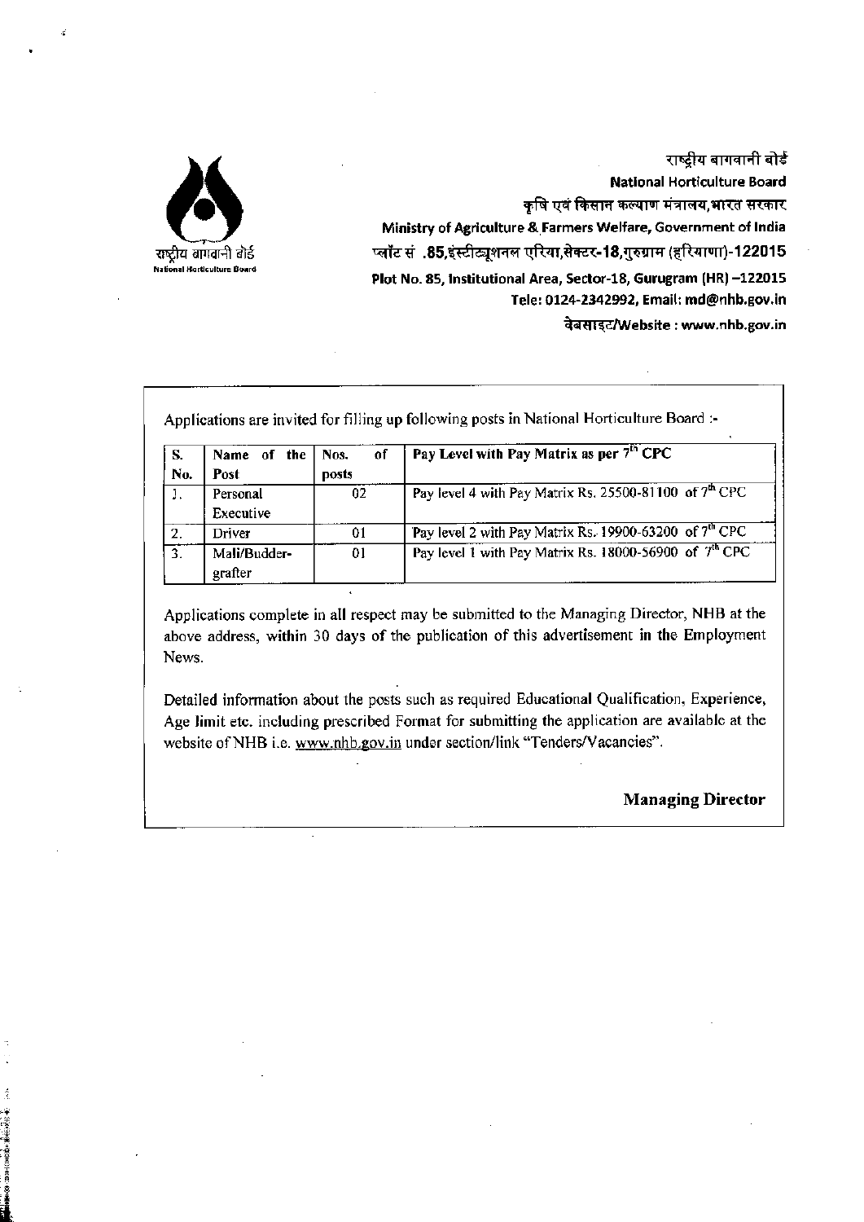राष्ट्रीय बागवानी बोर्ड

**National Horticulture Board**

कृषि एवं किसान कल्याण मंत्रालय,भारत सरकार

**Ministry of Agriculture & Farmers Welfare, Government of India**

प्लॉट सं .85,इंस्टीट्यूशनल एरिया,सेक्टर-18,गुरुग्राम (हरियाणा)-122015

**Plot No. 85, Institutional Area, Sector-18, Gurugram (HR) –122015**

**Tele: 0124-2342992, Email: md@nhb.gov.in**

**वेबसाइट/Website : www.nhb.gov.in**

Applications are invited for filling up following posts in National Horticulture Board :-

| S. No. | Name of the Post | Nos. of posts | Pay Level with Pay Matrix as per 7th CPC |
|---|---|---|---|
| 1. | Personal Executive | 02 | Pay level 4 with Pay Matrix Rs. 25500-81100 of 7th CPC |
| 2. | Driver | 01 | Pay level 2 with Pay Matrix Rs. 19900-63200 of 7th CPC |
| 3. | Mali/Budder-grafter | 01 | Pay level 1 with Pay Matrix Rs. 18000-56900 of 7th CPC |

Applications complete in all respect may be submitted to the Managing Director, NHB at the above address, within 30 days of the publication of this advertisement in the Employment News.

Detailed information about the posts such as required Educational Qualification, Experience, Age limit etc. including prescribed Format for submitting the application are available at the website of NHB i.e. www.nhb.gov.in under section/link "Tenders/Vacancies".

**Managing Director**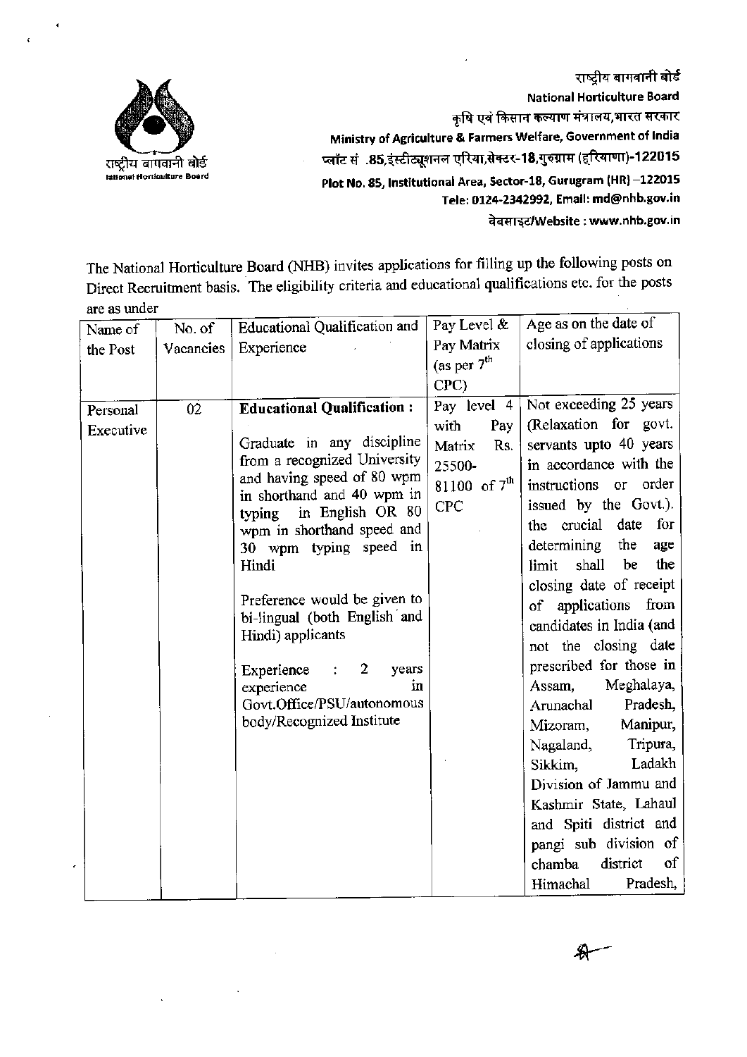राष्ट्रीय बागवानी बोर्ड
National Horticulture Board
कृषि एवं किसान कल्याण मंत्रालय,भारत सरकार
Ministry of Agriculture & Farmers Welfare, Government of India
प्लॉट सं .85,इंस्टीट्यूशनल एरिया,सेक्टर-18,गुरुग्राम (हरियाणा)-122015
Plot No. 85, Institutional Area, Sector-18, Gurugram (HR) –122015
Tele: 0124-2342992, Email: md@nhb.gov.in
वेबसाइट/Website : www.nhb.gov.in

The National Horticulture Board (NHB) invites applications for filling up the following posts on Direct Recruitment basis. The eligibility criteria and educational qualifications etc. for the posts are as under

| Name of the Post | No. of Vacancies | Educational Qualification and Experience | Pay Level & Pay Matrix (as per 7th CPC) | Age as on the date of closing of applications |
|---|---|---|---|---|
| Personal Executive | 02 | **Educational Qualification :** Graduate in any discipline from a recognized University and having speed of 80 wpm in shorthand and 40 wpm in typing in English OR 80 wpm in shorthand speed and 30 wpm typing speed in Hindi<br><br>Preference would be given to bi-lingual (both English and Hindi) applicants<br><br>Experience : 2 years experience in Govt.Office/PSU/autonomous body/Recognized Institute | Pay level 4 with Pay Matrix Rs. 25500-81100 of 7th CPC | Not exceeding 25 years (Relaxation for govt. servants upto 40 years in accordance with the instructions or order issued by the Govt.). the crucial date for determining the age limit shall be the closing date of receipt of applications from candidates in India (and not the closing date prescribed for those in Assam, Meghalaya, Arunachal Pradesh, Mizoram, Manipur, Nagaland, Tripura, Sikkim, Ladakh Division of Jammu and Kashmir State, Lahaul and Spiti district and pangi sub division of chamba district of Himachal Pradesh, |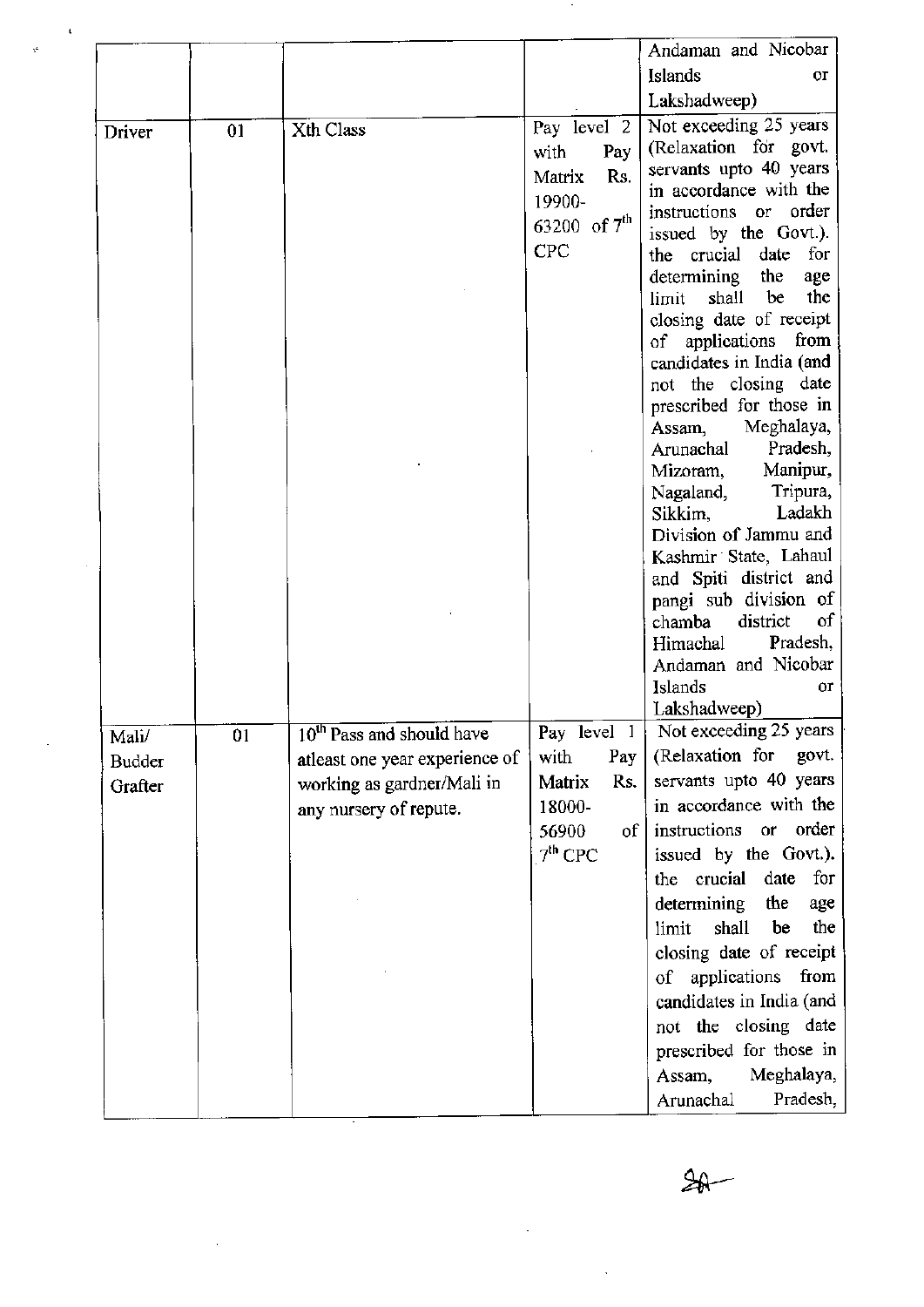| | | | | |
|---|---|---|---|---|
| | | | | Andaman and Nicobar Islands or Lakshadweep) |
| Driver | 01 | Xth Class | Pay level 2 with Pay Matrix Rs. 19900-63200 of 7th CPC | Not exceeding 25 years (Relaxation for govt. servants upto 40 years in accordance with the instructions or order issued by the Govt.). the crucial date for determining the age limit shall be the closing date of receipt of applications from candidates in India (and not the closing date prescribed for those in Assam, Meghalaya, Arunachal Pradesh, Mizoram, Manipur, Nagaland, Tripura, Sikkim, Ladakh Division of Jammu and Kashmir State, Lahaul and Spiti district and pangi sub division of chamba district of Himachal Pradesh, Andaman and Nicobar Islands or Lakshadweep) |
| Mali/ Budder Grafter | 01 | 10th Pass and should have atleast one year experience of working as gardner/Mali in any nursery of repute. | Pay level 1 with Pay Matrix Rs. 18000-56900 of 7th CPC | Not exceeding 25 years (Relaxation for govt. servants upto 40 years in accordance with the instructions or order issued by the Govt.). the crucial date for determining the age limit shall be the closing date of receipt of applications from candidates in India (and not the closing date prescribed for those in Assam, Meghalaya, Arunachal Pradesh, |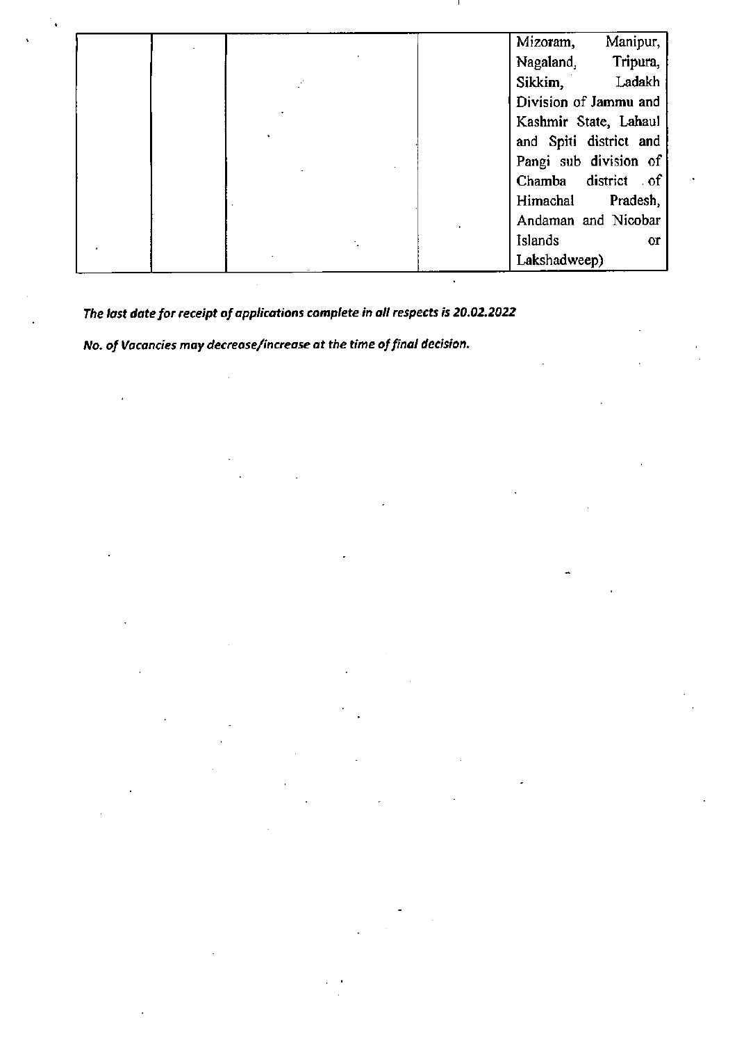| | | | | |
|---|---|---|---|---|
| | | | | Mizoram, Manipur, Nagaland, Tripura, Sikkim, Ladakh Division of Jammu and Kashmir State, Lahaul and Spiti district and Pangi sub division of Chamba district of Himachal Pradesh, Andaman and Nicobar Islands or Lakshadweep) |

***The last date for receipt of applications complete in all respects is 20.02.2022***

***No. of Vacancies may decrease/increase at the time of final decision.***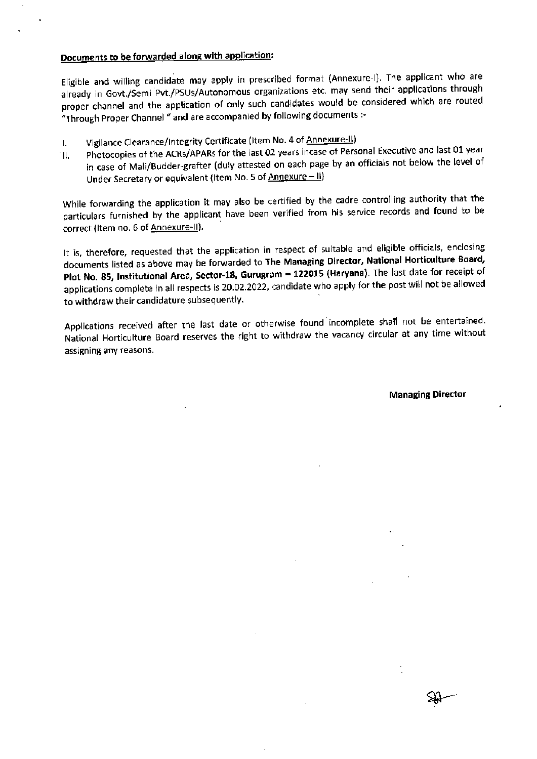**Documents to be forwarded along with application:**

Eligible and willing candidate may apply in prescribed format (Annexure-I). The applicant who are already in Govt./Semi Pvt./PSUs/Autonomous organizations etc. may send their applications through proper channel and the application of only such candidates would be considered which are routed "Through Proper Channel " and are accompanied by following documents :-

I. Vigilance Clearance/Integrity Certificate (Item No. 4 of Annexure-II)
II. Photocopies of the ACRs/APARs for the last 02 years incase of Personal Executive and last 01 year in case of Mali/Budder-grafter (duly attested on each page by an officials not below the level of Under Secretary or equivalent (Item No. 5 of Annexure – II)

While forwarding the application it may also be certified by the cadre controlling authority that the particulars furnished by the applicant have been verified from his service records and found to be correct (Item no. 6 of Annexure-II).

It is, therefore, requested that the application in respect of suitable and eligible officials, enclosing documents listed as above may be forwarded to **The Managing Director, National Horticulture Board, Plot No. 85, Institutional Area, Sector-18, Gurugram – 122015 (Haryana)**. The last date for receipt of applications complete in all respects is 20.02.2022, candidate who apply for the post will not be allowed to withdraw their candidature subsequently.

Applications received after the last date or otherwise found incomplete shall not be entertained. National Horticulture Board reserves the right to withdraw the vacancy circular at any time without assigning any reasons.

**Managing Director**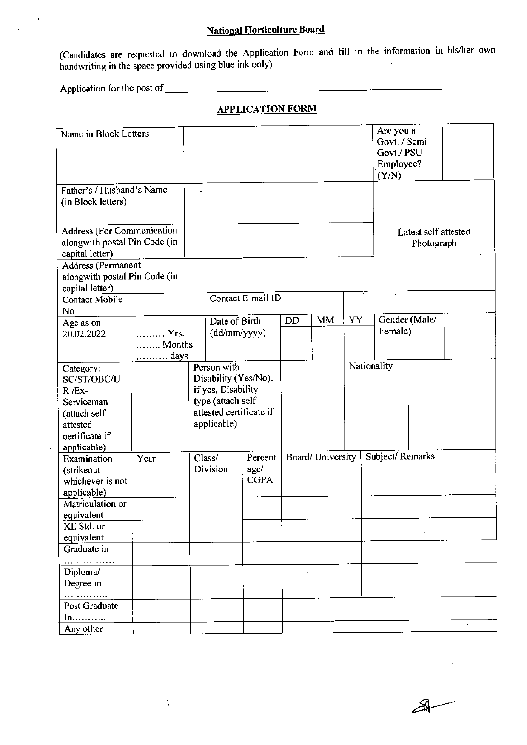**National Horticulture Board**

(Candidates are requested to download the Application Form and fill in the information in his/her own handwriting in the space provided using blue ink only)

Application for the post of ______________________________________________

## APPLICATION FORM

| Name in Block Letters | | | | | | | Are you a Govt. / Semi Govt./ PSU Employee? (Y/N) | |
|---|---|---|---|---|---|---|---|---|
| Father's / Husband's Name (in Block letters) | | | | | | | Latest self attested Photograph | |
| Address (For Communication alongwith postal Pin Code (in capital letter) | | | | | | | | |
| Address (Permanent alongwith postal Pin Code (in capital letter) | | | | | | | | |
| Contact Mobile No | | Contact E-mail ID | | | | | | |
| Age as on 20.02.2022 | ……… Yrs. ……… Months ……… days | Date of Birth (dd/mm/yyyy) | | DD | MM | YY | Gender (Male/ Female) | |
| Category: SC/ST/OBC/UR /Ex-Serviceman (attach self attested certificate if applicable) | | Person with Disability (Yes/No), if yes, Disability type (attach self attested certificate if applicable) | | | | Nationality | | |
| Examination (strikeout whichever is not applicable) | Year | Class/ Division | Percentage/ CGPA | Board/ University | | | Subject/ Remarks | |
| Matriculation or equivalent | | | | | | | | |
| XII Std. or equivalent | | | | | | | | |
| Graduate in ……………. | | | | | | | | |
| Diploma/ Degree in ………….. | | | | | | | | |
| Post Graduate In……….. | | | | | | | | |
| Any other | | | | | | | | |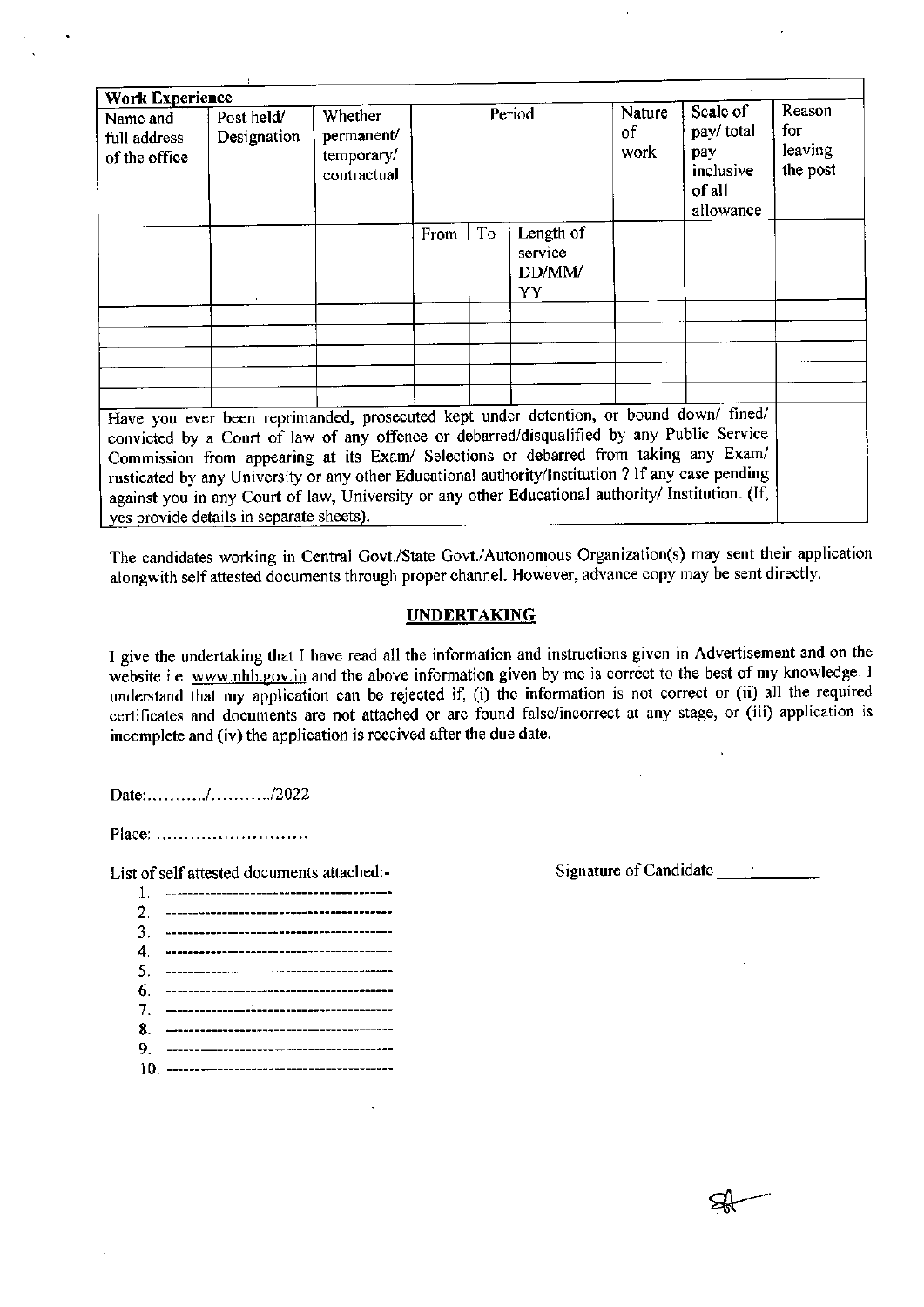| **Work Experience** | | | | | | | | |
|---|---|---|---|---|---|---|---|---|
| Name and full address of the office | Post held/ Designation | Whether permanent/ temporary/ contractual | Period | | | Nature of work | Scale of pay/ total pay inclusive of all allowance | Reason for leaving the post |
| | | | From | To | Length of service DD/MM/ YY | | | |
| | | | | | | | | |
| | | | | | | | | |
| | | | | | | | | |
| | | | | | | | | |
| | | | | | | | | |

| Have you ever been reprimanded, prosecuted kept under detention, or bound down/ fined/ convicted by a Court of law of any offence or debarred/disqualified by any Public Service Commission from appearing at its Exam/ Selections or debarred from taking any Exam/ rusticated by any University or any other Educational authority/Institution ? If any case pending against you in any Court of law, University or any other Educational authority/ Institution. (If, yes provide details in separate sheets). | |
|---|---|

The candidates working in Central Govt./State Govt./Autonomous Organization(s) may sent their application alongwith self attested documents through proper channel. However, advance copy may be sent directly.

## UNDERTAKING

I give the undertaking that I have read all the information and instructions given in Advertisement and on the website i.e. www.nhb.gov.in and the above information given by me is correct to the best of my knowledge. I understand that my application can be rejected if, (i) the information is not correct or (ii) all the required certificates and documents are not attached or are found false/incorrect at any stage, or (iii) application is incomplete and (iv) the application is received after the due date.

Date:........../........../2022

Place: ...........................

List of self attested documents attached:-

Signature of Candidate ____________

1. ---------------------------------------
2. ---------------------------------------
3. ---------------------------------------
4. ---------------------------------------
5. ---------------------------------------
6. ---------------------------------------
7. ---------------------------------------
8. ---------------------------------------
9. ---------------------------------------
10. ---------------------------------------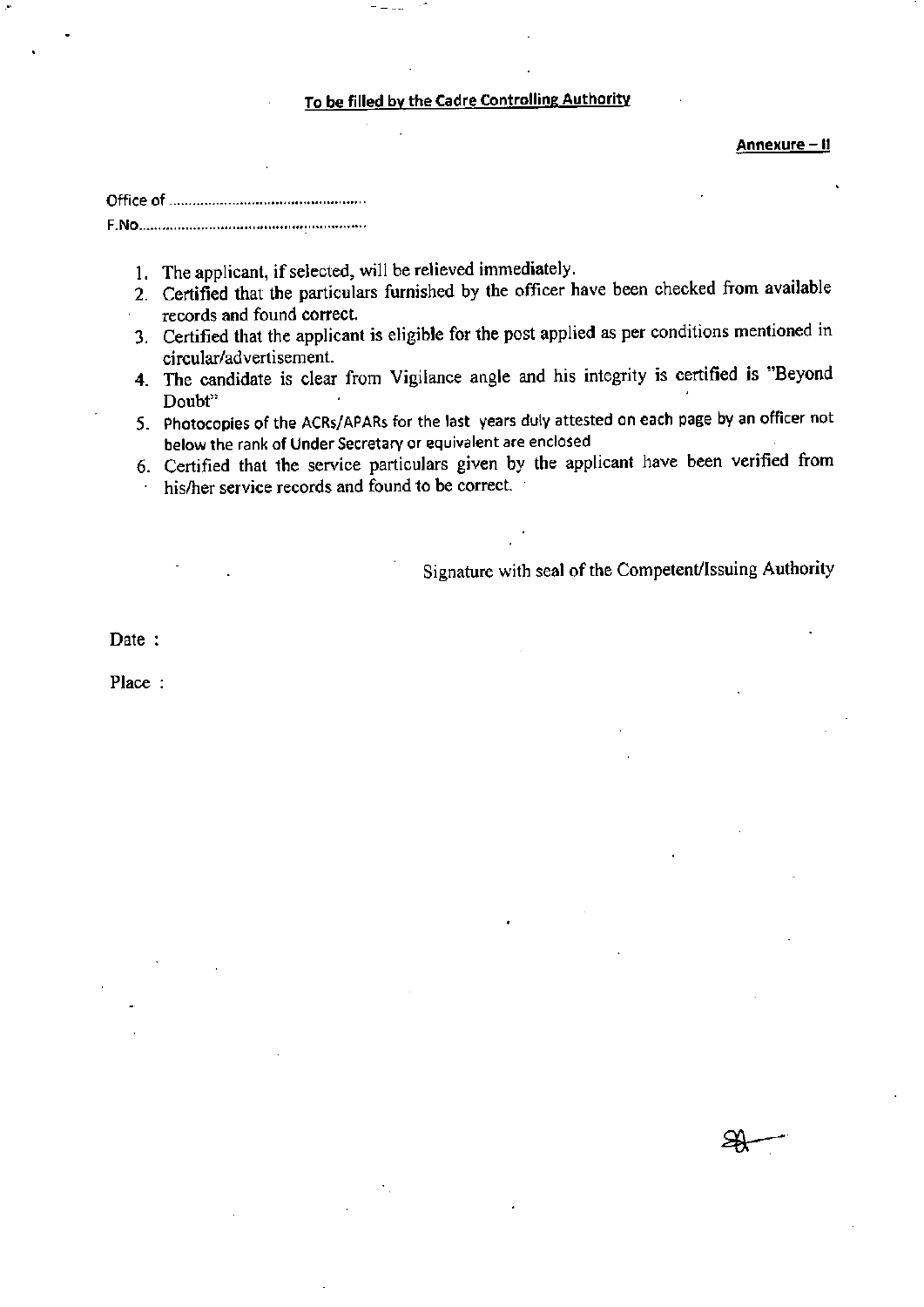**To be filled by the Cadre Controlling Authority**

**Annexure – II**

Office of ...............................................

F.No....................................................

1. The applicant, if selected, will be relieved immediately.
2. Certified that the particulars furnished by the officer have been checked from available records and found correct.
3. Certified that the applicant is eligible for the post applied as per conditions mentioned in circular/advertisement.
4. The candidate is clear from Vigilance angle and his integrity is certified is "Beyond Doubt"
5. Photocopies of the ACRs/APARs for the last years duly attested on each page by an officer not below the rank of Under Secretary or equivalent are enclosed
6. Certified that the service particulars given by the applicant have been verified from his/her service records and found to be correct.

Signature with seal of the Competent/Issuing Authority

Date :

Place :